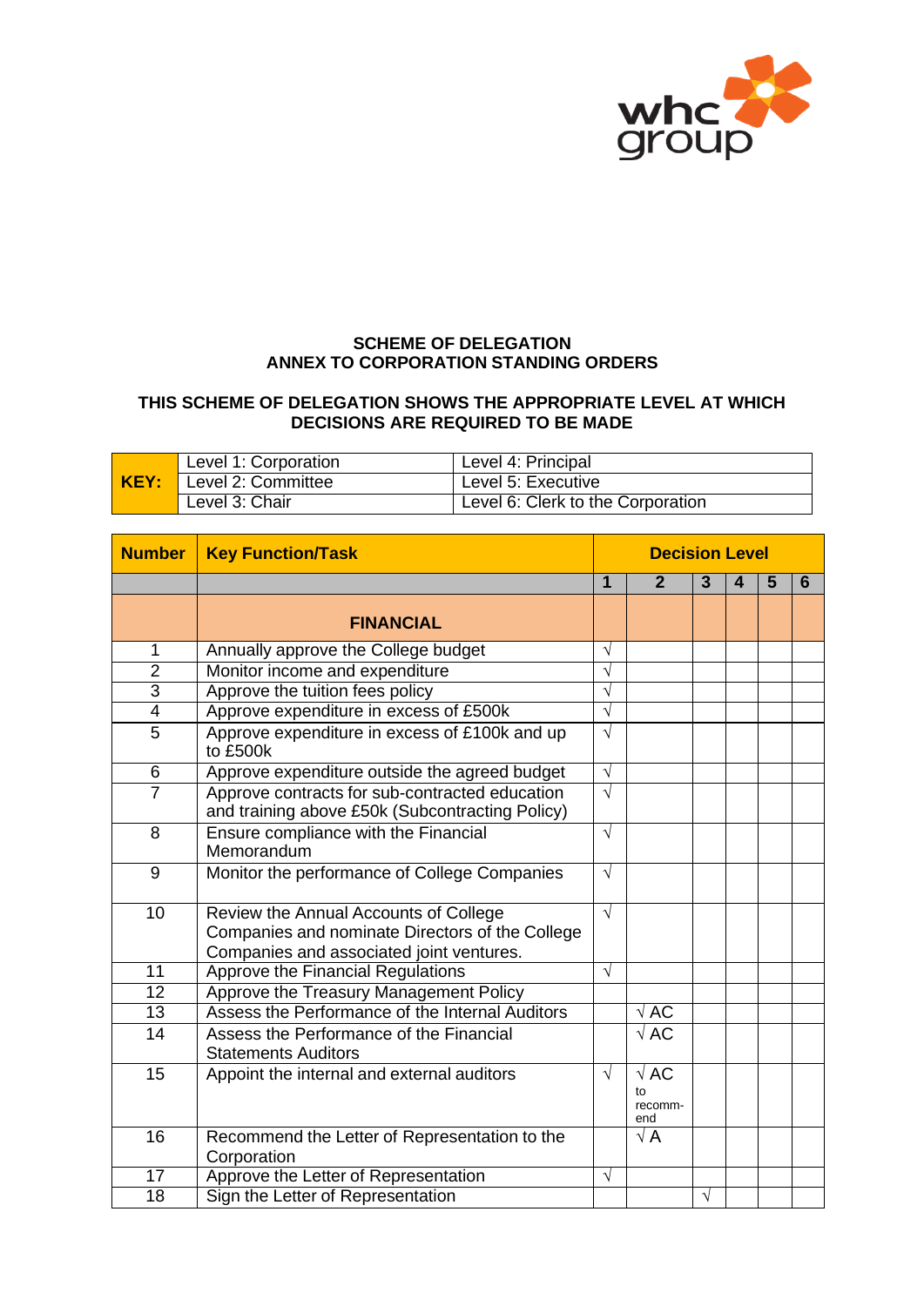**SCHEME OF DELEGATION**
**ANNEX TO CORPORATION STANDING ORDERS**

**THIS SCHEME OF DELEGATION SHOWS THE APPROPRIATE LEVEL AT WHICH DECISIONS ARE REQUIRED TO BE MADE**

| KEY: | | |
|---|---|---|
| | Level 1: Corporation | Level 4: Principal |
| | Level 2: Committee | Level 5: Executive |
| | Level 3: Chair | Level 6: Clerk to the Corporation |

| Number | Key Function/Task | Decision Level | | | | | |
|---|---|---|---|---|---|---|---|
| | | 1 | 2 | 3 | 4 | 5 | 6 |
| | **FINANCIAL** | | | | | | |
| 1 | Annually approve the College budget | √ | | | | | |
| 2 | Monitor income and expenditure | √ | | | | | |
| 3 | Approve the tuition fees policy | √ | | | | | |
| 4 | Approve expenditure in excess of £500k | √ | | | | | |
| 5 | Approve expenditure in excess of £100k and up to £500k | √ | | | | | |
| 6 | Approve expenditure outside the agreed budget | √ | | | | | |
| 7 | Approve contracts for sub-contracted education and training above £50k (Subcontracting Policy) | √ | | | | | |
| 8 | Ensure compliance with the Financial Memorandum | √ | | | | | |
| 9 | Monitor the performance of College Companies | √ | | | | | |
| 10 | Review the Annual Accounts of College Companies and nominate Directors of the College Companies and associated joint ventures. | √ | | | | | |
| 11 | Approve the Financial Regulations | √ | | | | | |
| 12 | Approve the Treasury Management Policy | | | | | | |
| 13 | Assess the Performance of the Internal Auditors | | √ AC | | | | |
| 14 | Assess the Performance of the Financial Statements Auditors | | √ AC | | | | |
| 15 | Appoint the internal and external auditors | √ | √ AC to recomm-end | | | | |
| 16 | Recommend the Letter of Representation to the Corporation | | √ A | | | | |
| 17 | Approve the Letter of Representation | √ | | | | | |
| 18 | Sign the Letter of Representation | | | √ | | | |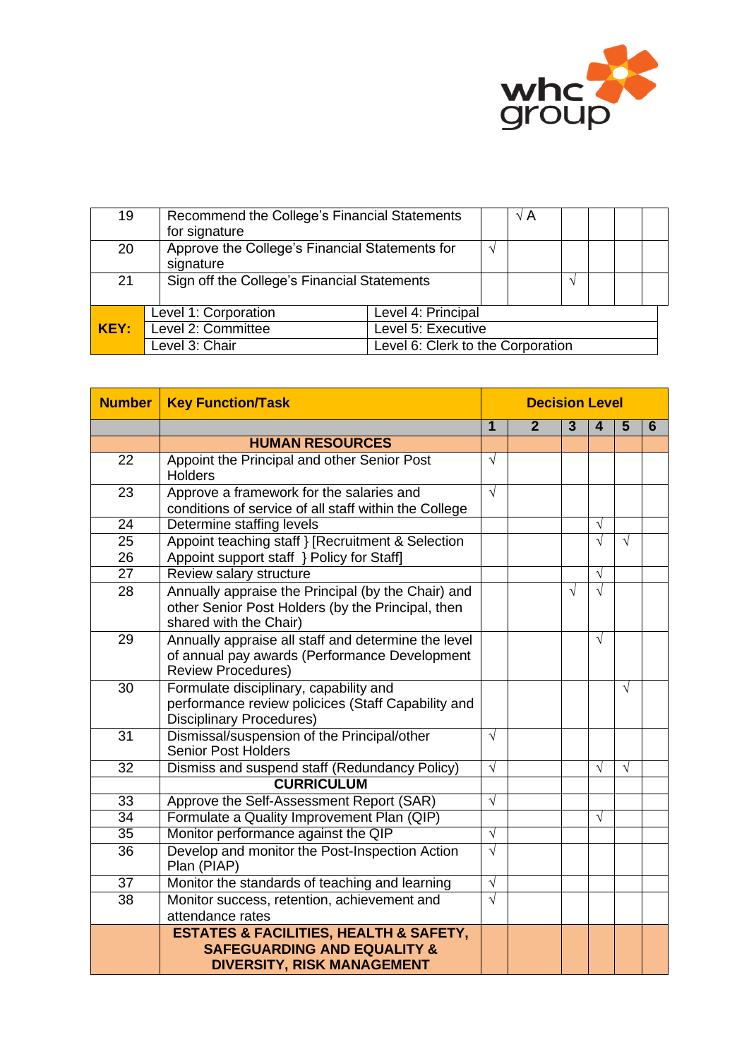| 19 | Recommend the College's Financial Statements for signature | | √ A | | | | |
|---|---|---|---|---|---|---|---|
| 20 | Approve the College's Financial Statements for signature | √ | | | | | |
| 21 | Sign off the College's Financial Statements | | | √ | | | |

| KEY: | Level 1: Corporation | Level 4: Principal |
|---|---|---|
| | Level 2: Committee | Level 5: Executive |
| | Level 3: Chair | Level 6: Clerk to the Corporation |

| Number | Key Function/Task | Decision Level | | | | | |
|---|---|---|---|---|---|---|---|
| | | 1 | 2 | 3 | 4 | 5 | 6 |
| | **HUMAN RESOURCES** | | | | | | |
| 22 | Appoint the Principal and other Senior Post Holders | √ | | | | | |
| 23 | Approve a framework for the salaries and conditions of service of all staff within the College | √ | | | | | |
| 24 | Determine staffing levels | | | | √ | | |
| 25<br>26 | Appoint teaching staff } [Recruitment & Selection<br>Appoint support staff } Policy for Staff] | | | | √ | √ | |
| 27 | Review salary structure | | | | √ | | |
| 28 | Annually appraise the Principal (by the Chair) and other Senior Post Holders (by the Principal, then shared with the Chair) | | | √ | √ | | |
| 29 | Annually appraise all staff and determine the level of annual pay awards (Performance Development Review Procedures) | | | | √ | | |
| 30 | Formulate disciplinary, capability and performance review policices (Staff Capability and Disciplinary Procedures) | | | | | √ | |
| 31 | Dismissal/suspension of the Principal/other Senior Post Holders | √ | | | | | |
| 32 | Dismiss and suspend staff (Redundancy Policy) | √ | | | √ | √ | |
| | **CURRICULUM** | | | | | | |
| 33 | Approve the Self-Assessment Report (SAR) | √ | | | | | |
| 34 | Formulate a Quality Improvement Plan (QIP) | | | | √ | | |
| 35 | Monitor performance against the QIP | √ | | | | | |
| 36 | Develop and monitor the Post-Inspection Action Plan (PIAP) | √ | | | | | |
| 37 | Monitor the standards of teaching and learning | √ | | | | | |
| 38 | Monitor success, retention, achievement and attendance rates | √ | | | | | |
| | **ESTATES & FACILITIES, HEALTH & SAFETY, SAFEGUARDING AND EQUALITY & DIVERSITY, RISK MANAGEMENT** | | | | | | |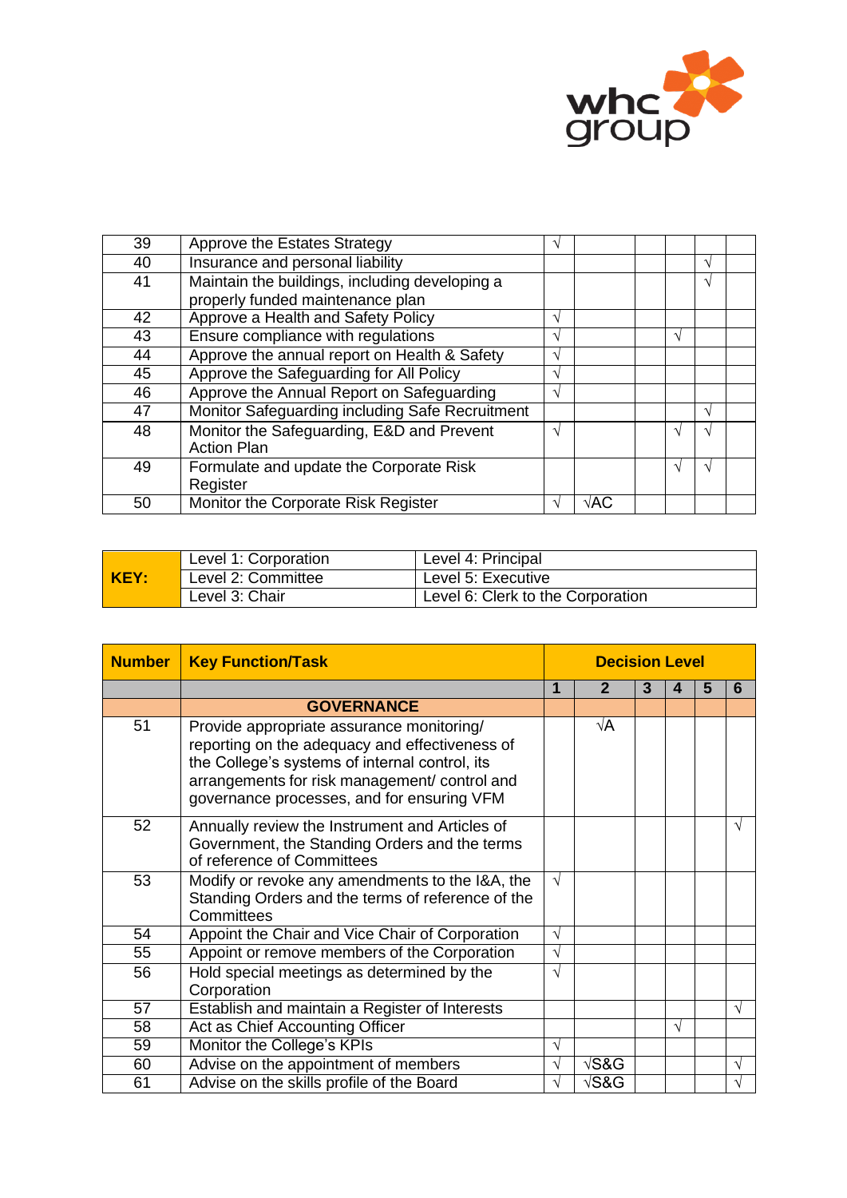| | | | | | | | |
|---|---|---|---|---|---|---|---|
| 39 | Approve the Estates Strategy | √ | | | | | |
| 40 | Insurance and personal liability | | | | | √ | |
| 41 | Maintain the buildings, including developing a properly funded maintenance plan | | | | | √ | |
| 42 | Approve a Health and Safety Policy | √ | | | | | |
| 43 | Ensure compliance with regulations | √ | | | √ | | |
| 44 | Approve the annual report on Health & Safety | √ | | | | | |
| 45 | Approve the Safeguarding for All Policy | √ | | | | | |
| 46 | Approve the Annual Report on Safeguarding | √ | | | | | |
| 47 | Monitor Safeguarding including Safe Recruitment | | | | | √ | |
| 48 | Monitor the Safeguarding, E&D and Prevent Action Plan | √ | | | √ | √ | |
| 49 | Formulate and update the Corporate Risk Register | | | | √ | √ | |
| 50 | Monitor the Corporate Risk Register | √ | √AC | | | | |

| KEY: | | |
|---|---|---|
| | Level 1: Corporation | Level 4: Principal |
| | Level 2: Committee | Level 5: Executive |
| | Level 3: Chair | Level 6: Clerk to the Corporation |

| **Number** | **Key Function/Task** | **Decision Level** | | | | | |
|---|---|---|---|---|---|---|---|
| | | **1** | **2** | **3** | **4** | **5** | **6** |
| | **GOVERNANCE** | | | | | | |
| 51 | Provide appropriate assurance monitoring/ reporting on the adequacy and effectiveness of the College's systems of internal control, its arrangements for risk management/ control and governance processes, and for ensuring VFM | | √A | | | | |
| 52 | Annually review the Instrument and Articles of Government, the Standing Orders and the terms of reference of Committees | | | | | | √ |
| 53 | Modify or revoke any amendments to the I&A, the Standing Orders and the terms of reference of the Committees | √ | | | | | |
| 54 | Appoint the Chair and Vice Chair of Corporation | √ | | | | | |
| 55 | Appoint or remove members of the Corporation | √ | | | | | |
| 56 | Hold special meetings as determined by the Corporation | √ | | | | | |
| 57 | Establish and maintain a Register of Interests | | | | | | √ |
| 58 | Act as Chief Accounting Officer | | | | √ | | |
| 59 | Monitor the College's KPIs | √ | | | | | |
| 60 | Advise on the appointment of members | √ | √S&G | | | | √ |
| 61 | Advise on the skills profile of the Board | √ | √S&G | | | | √ |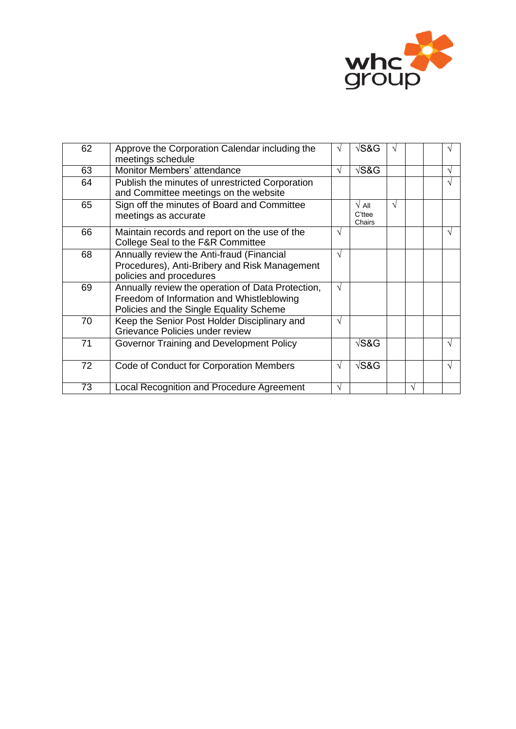| | | | | | | | |
|---|---|---|---|---|---|---|---|
| 62 | Approve the Corporation Calendar including the meetings schedule | √ | √S&G | √ | | | √ |
| 63 | Monitor Members' attendance | √ | √S&G | | | | √ |
| 64 | Publish the minutes of unrestricted Corporation and Committee meetings on the website | | | | | | √ |
| 65 | Sign off the minutes of Board and Committee meetings as accurate | | √ All C'ttee Chairs | √ | | | |
| 66 | Maintain records and report on the use of the College Seal to the F&R Committee | √ | | | | | √ |
| 68 | Annually review the Anti-fraud (Financial Procedures), Anti-Bribery and Risk Management policies and procedures | √ | | | | | |
| 69 | Annually review the operation of Data Protection, Freedom of Information and Whistleblowing Policies and the Single Equality Scheme | √ | | | | | |
| 70 | Keep the Senior Post Holder Disciplinary and Grievance Policies under review | √ | | | | | |
| 71 | Governor Training and Development Policy | | √S&G | | | | √ |
| 72 | Code of Conduct for Corporation Members | √ | √S&G | | | | √ |
| 73 | Local Recognition and Procedure Agreement | √ | | | √ | | |